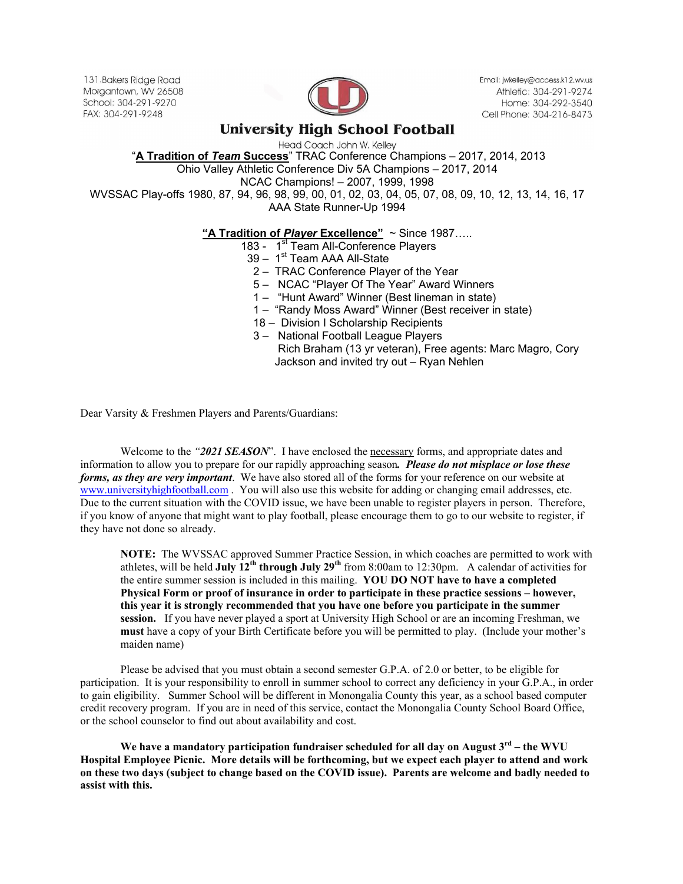131 Bakers Ridge Road
Morgantown, WV 26508
School: 304-291-9270
FAX: 304-291-9248

Email: jwkelley@access.k12.wv.us
Athletic: 304-291-9274
Home: 304-292-3540
Cell Phone: 304-216-8473

# University High School Football

Head Coach John W. Kelley

"**A Tradition of *Team* Success**" TRAC Conference Champions – 2017, 2014, 2013
Ohio Valley Athletic Conference Div 5A Champions – 2017, 2014
NCAC Champions! – 2007, 1999, 1998
WVSSAC Play-offs 1980, 87, 94, 96, 98, 99, 00, 01, 02, 03, 04, 05, 07, 08, 09, 10, 12, 13, 14, 16, 17
AAA State Runner-Up 1994

**"A Tradition of *Player* Excellence"** ~ Since 1987…..

- 183 - 1st Team All-Conference Players
- 39 – 1st Team AAA All-State
- 2 – TRAC Conference Player of the Year
- 5 – NCAC "Player Of The Year" Award Winners
- 1 – "Hunt Award" Winner (Best lineman in state)
- 1 – "Randy Moss Award" Winner (Best receiver in state)
- 18 – Division I Scholarship Recipients
- 3 – National Football League Players
  Rich Braham (13 yr veteran), Free agents: Marc Magro, Cory Jackson and invited try out – Ryan Nehlen

Dear Varsity & Freshmen Players and Parents/Guardians:

Welcome to the *"**2021 SEASON**"*. I have enclosed the necessary forms, and appropriate dates and information to allow you to prepare for our rapidly approaching season***. Please do not misplace or lose these forms, as they are very important***. We have also stored all of the forms for your reference on our website at www.universityhighfootball.com . You will also use this website for adding or changing email addresses, etc. Due to the current situation with the COVID issue, we have been unable to register players in person. Therefore, if you know of anyone that might want to play football, please encourage them to go to our website to register, if they have not done so already.

> **NOTE:** The WVSSAC approved Summer Practice Session, in which coaches are permitted to work with athletes, will be held **July 12th through July 29th** from 8:00am to 12:30pm. A calendar of activities for the entire summer session is included in this mailing. **YOU DO NOT have to have a completed Physical Form or proof of insurance in order to participate in these practice sessions – however, this year it is strongly recommended that you have one before you participate in the summer session.** If you have never played a sport at University High School or are an incoming Freshman, we **must** have a copy of your Birth Certificate before you will be permitted to play. (Include your mother's maiden name)

Please be advised that you must obtain a second semester G.P.A. of 2.0 or better, to be eligible for participation. It is your responsibility to enroll in summer school to correct any deficiency in your G.P.A., in order to gain eligibility. Summer School will be different in Monongalia County this year, as a school based computer credit recovery program. If you are in need of this service, contact the Monongalia County School Board Office, or the school counselor to find out about availability and cost.

**We have a mandatory participation fundraiser scheduled for all day on August 3rd – the WVU Hospital Employee Picnic. More details will be forthcoming, but we expect each player to attend and work on these two days (subject to change based on the COVID issue). Parents are welcome and badly needed to assist with this.**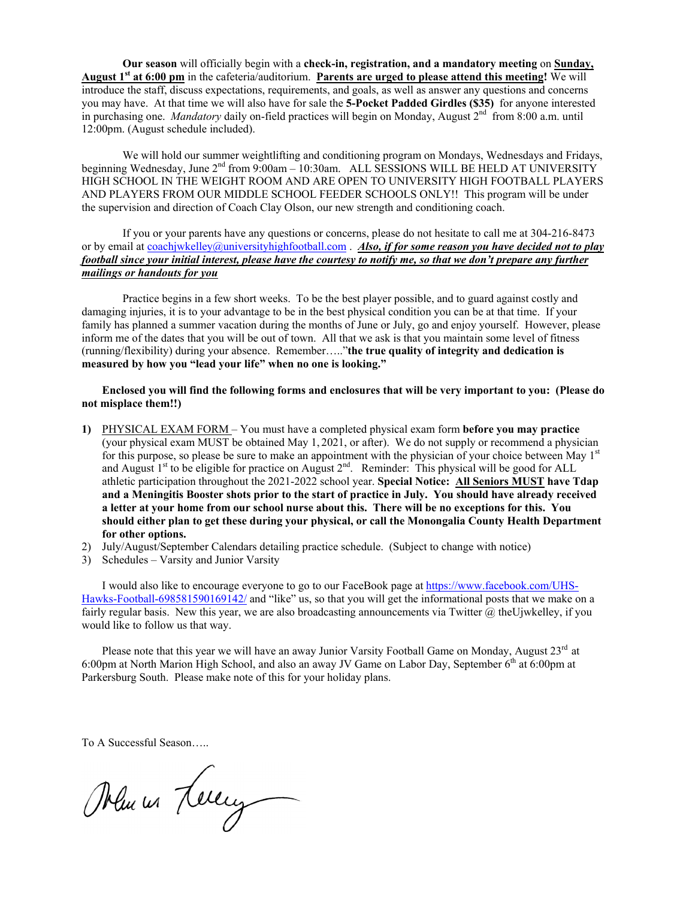**Our season** will officially begin with a **check-in, registration, and a mandatory meeting** on **Sunday, August 1st at 6:00 pm** in the cafeteria/auditorium. **Parents are urged to please attend this meeting!** We will introduce the staff, discuss expectations, requirements, and goals, as well as answer any questions and concerns you may have. At that time we will also have for sale the **5-Pocket Padded Girdles ($35)** for anyone interested in purchasing one. *Mandatory* daily on-field practices will begin on Monday, August 2nd from 8:00 a.m. until 12:00pm. (August schedule included).

We will hold our summer weightlifting and conditioning program on Mondays, Wednesdays and Fridays, beginning Wednesday, June 2nd from 9:00am – 10:30am. ALL SESSIONS WILL BE HELD AT UNIVERSITY HIGH SCHOOL IN THE WEIGHT ROOM AND ARE OPEN TO UNIVERSITY HIGH FOOTBALL PLAYERS AND PLAYERS FROM OUR MIDDLE SCHOOL FEEDER SCHOOLS ONLY!! This program will be under the supervision and direction of Coach Clay Olson, our new strength and conditioning coach.

If you or your parents have any questions or concerns, please do not hesitate to call me at 304-216-8473 or by email at coachjwkelley@universityhighfootball.com . ***Also, if for some reason you have decided not to play football since your initial interest, please have the courtesy to notify me, so that we don't prepare any further mailings or handouts for you***

Practice begins in a few short weeks. To be the best player possible, and to guard against costly and damaging injuries, it is to your advantage to be in the best physical condition you can be at that time. If your family has planned a summer vacation during the months of June or July, go and enjoy yourself. However, please inform me of the dates that you will be out of town. All that we ask is that you maintain some level of fitness (running/flexibility) during your absence. Remember….."**the true quality of integrity and dedication is measured by how you "lead your life" when no one is looking."**

**Enclosed you will find the following forms and enclosures that will be very important to you: (Please do not misplace them!!)**

1) PHYSICAL EXAM FORM – You must have a completed physical exam form **before you may practice** (your physical exam MUST be obtained May 1, 2021, or after). We do not supply or recommend a physician for this purpose, so please be sure to make an appointment with the physician of your choice between May 1st and August 1st to be eligible for practice on August 2nd. Reminder: This physical will be good for ALL athletic participation throughout the 2021-2022 school year. **Special Notice: All Seniors MUST have Tdap and a Meningitis Booster shots prior to the start of practice in July. You should have already received a letter at your home from our school nurse about this. There will be no exceptions for this. You should either plan to get these during your physical, or call the Monongalia County Health Department for other options.**
2) July/August/September Calendars detailing practice schedule. (Subject to change with notice)
3) Schedules – Varsity and Junior Varsity

I would also like to encourage everyone to go to our FaceBook page at https://www.facebook.com/UHS-Hawks-Football-698581590169142/ and "like" us, so that you will get the informational posts that we make on a fairly regular basis. New this year, we are also broadcasting announcements via Twitter @ theUjwkelley, if you would like to follow us that way.

Please note that this year we will have an away Junior Varsity Football Game on Monday, August 23rd at 6:00pm at North Marion High School, and also an away JV Game on Labor Day, September 6th at 6:00pm at Parkersburg South. Please make note of this for your holiday plans.

To A Successful Season…..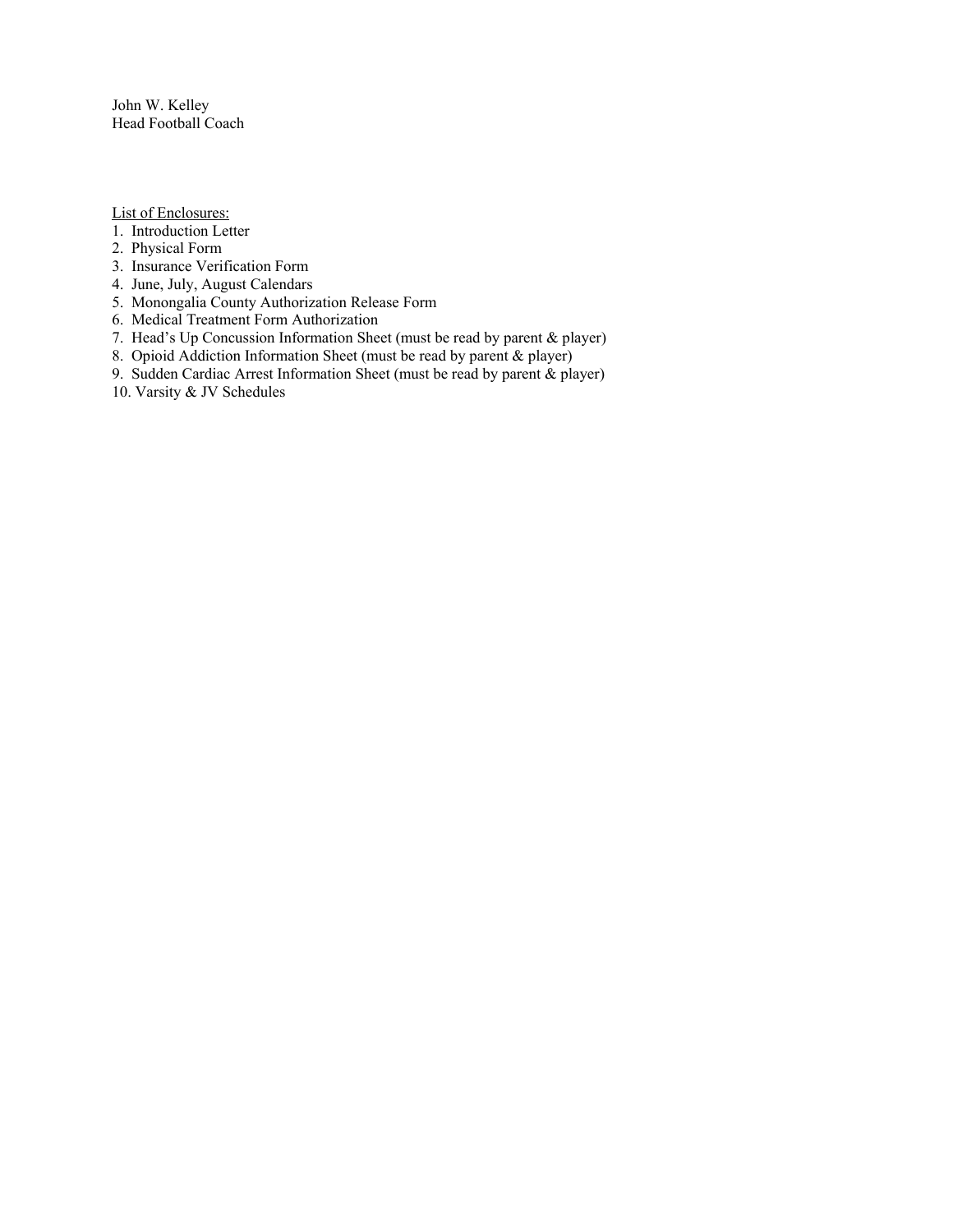John W. Kelley
Head Football Coach

<u>List of Enclosures:</u>

1. Introduction Letter
2. Physical Form
3. Insurance Verification Form
4. June, July, August Calendars
5. Monongalia County Authorization Release Form
6. Medical Treatment Form Authorization
7. Head's Up Concussion Information Sheet (must be read by parent & player)
8. Opioid Addiction Information Sheet (must be read by parent & player)
9. Sudden Cardiac Arrest Information Sheet (must be read by parent & player)
10. Varsity & JV Schedules